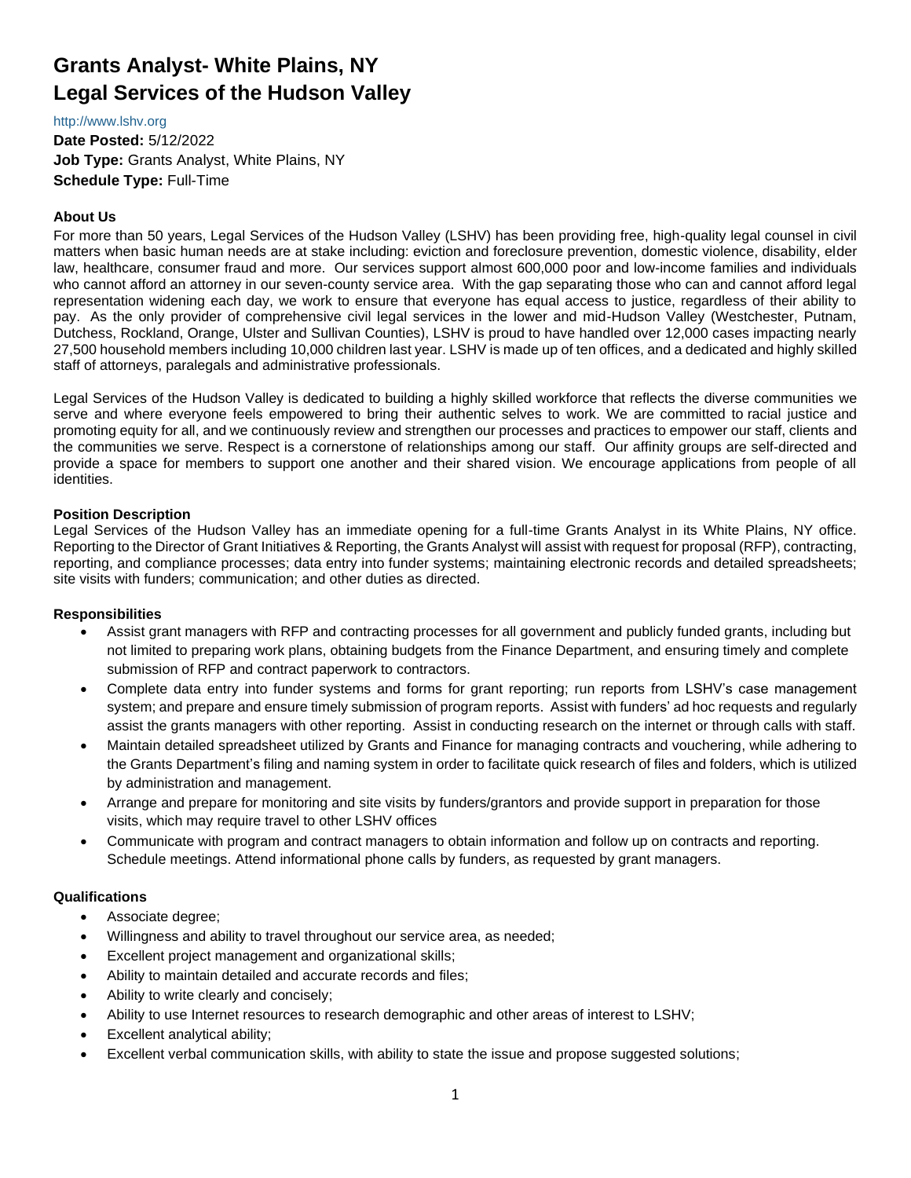# Grants Analyst- White Plains, NY
# Legal Services of the Hudson Valley

http://www.lshv.org

**Date Posted:** 5/12/2022
**Job Type:** Grants Analyst, White Plains, NY
**Schedule Type:** Full-Time

### About Us

For more than 50 years, Legal Services of the Hudson Valley (LSHV) has been providing free, high-quality legal counsel in civil matters when basic human needs are at stake including: eviction and foreclosure prevention, domestic violence, disability, elder law, healthcare, consumer fraud and more. Our services support almost 600,000 poor and low-income families and individuals who cannot afford an attorney in our seven-county service area. With the gap separating those who can and cannot afford legal representation widening each day, we work to ensure that everyone has equal access to justice, regardless of their ability to pay. As the only provider of comprehensive civil legal services in the lower and mid-Hudson Valley (Westchester, Putnam, Dutchess, Rockland, Orange, Ulster and Sullivan Counties), LSHV is proud to have handled over 12,000 cases impacting nearly 27,500 household members including 10,000 children last year. LSHV is made up of ten offices, and a dedicated and highly skilled staff of attorneys, paralegals and administrative professionals.

Legal Services of the Hudson Valley is dedicated to building a highly skilled workforce that reflects the diverse communities we serve and where everyone feels empowered to bring their authentic selves to work. We are committed to racial justice and promoting equity for all, and we continuously review and strengthen our processes and practices to empower our staff, clients and the communities we serve. Respect is a cornerstone of relationships among our staff. Our affinity groups are self-directed and provide a space for members to support one another and their shared vision. We encourage applications from people of all identities.

### Position Description

Legal Services of the Hudson Valley has an immediate opening for a full-time Grants Analyst in its White Plains, NY office. Reporting to the Director of Grant Initiatives & Reporting, the Grants Analyst will assist with request for proposal (RFP), contracting, reporting, and compliance processes; data entry into funder systems; maintaining electronic records and detailed spreadsheets; site visits with funders; communication; and other duties as directed.

### Responsibilities

- Assist grant managers with RFP and contracting processes for all government and publicly funded grants, including but not limited to preparing work plans, obtaining budgets from the Finance Department, and ensuring timely and complete submission of RFP and contract paperwork to contractors.
- Complete data entry into funder systems and forms for grant reporting; run reports from LSHV's case management system; and prepare and ensure timely submission of program reports. Assist with funders' ad hoc requests and regularly assist the grants managers with other reporting. Assist in conducting research on the internet or through calls with staff.
- Maintain detailed spreadsheet utilized by Grants and Finance for managing contracts and vouchering, while adhering to the Grants Department's filing and naming system in order to facilitate quick research of files and folders, which is utilized by administration and management.
- Arrange and prepare for monitoring and site visits by funders/grantors and provide support in preparation for those visits, which may require travel to other LSHV offices
- Communicate with program and contract managers to obtain information and follow up on contracts and reporting. Schedule meetings. Attend informational phone calls by funders, as requested by grant managers.

### Qualifications

- Associate degree;
- Willingness and ability to travel throughout our service area, as needed;
- Excellent project management and organizational skills;
- Ability to maintain detailed and accurate records and files;
- Ability to write clearly and concisely;
- Ability to use Internet resources to research demographic and other areas of interest to LSHV;
- Excellent analytical ability;
- Excellent verbal communication skills, with ability to state the issue and propose suggested solutions;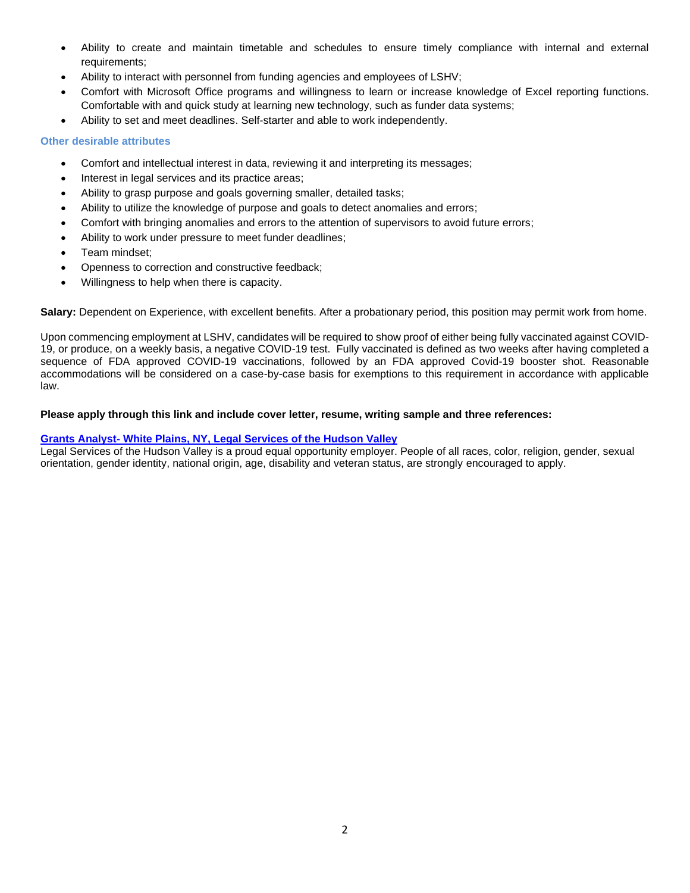- Ability to create and maintain timetable and schedules to ensure timely compliance with internal and external requirements;
- Ability to interact with personnel from funding agencies and employees of LSHV;
- Comfort with Microsoft Office programs and willingness to learn or increase knowledge of Excel reporting functions. Comfortable with and quick study at learning new technology, such as funder data systems;
- Ability to set and meet deadlines. Self-starter and able to work independently.

### Other desirable attributes

- Comfort and intellectual interest in data, reviewing it and interpreting its messages;
- Interest in legal services and its practice areas;
- Ability to grasp purpose and goals governing smaller, detailed tasks;
- Ability to utilize the knowledge of purpose and goals to detect anomalies and errors;
- Comfort with bringing anomalies and errors to the attention of supervisors to avoid future errors;
- Ability to work under pressure to meet funder deadlines;
- Team mindset;
- Openness to correction and constructive feedback;
- Willingness to help when there is capacity.

**Salary:** Dependent on Experience, with excellent benefits. After a probationary period, this position may permit work from home.

Upon commencing employment at LSHV, candidates will be required to show proof of either being fully vaccinated against COVID-19, or produce, on a weekly basis, a negative COVID-19 test. Fully vaccinated is defined as two weeks after having completed a sequence of FDA approved COVID-19 vaccinations, followed by an FDA approved Covid-19 booster shot. Reasonable accommodations will be considered on a case-by-case basis for exemptions to this requirement in accordance with applicable law.

**Please apply through this link and include cover letter, resume, writing sample and three references:**

**Grants Analyst- White Plains, NY, Legal Services of the Hudson Valley**

Legal Services of the Hudson Valley is a proud equal opportunity employer. People of all races, color, religion, gender, sexual orientation, gender identity, national origin, age, disability and veteran status, are strongly encouraged to apply.